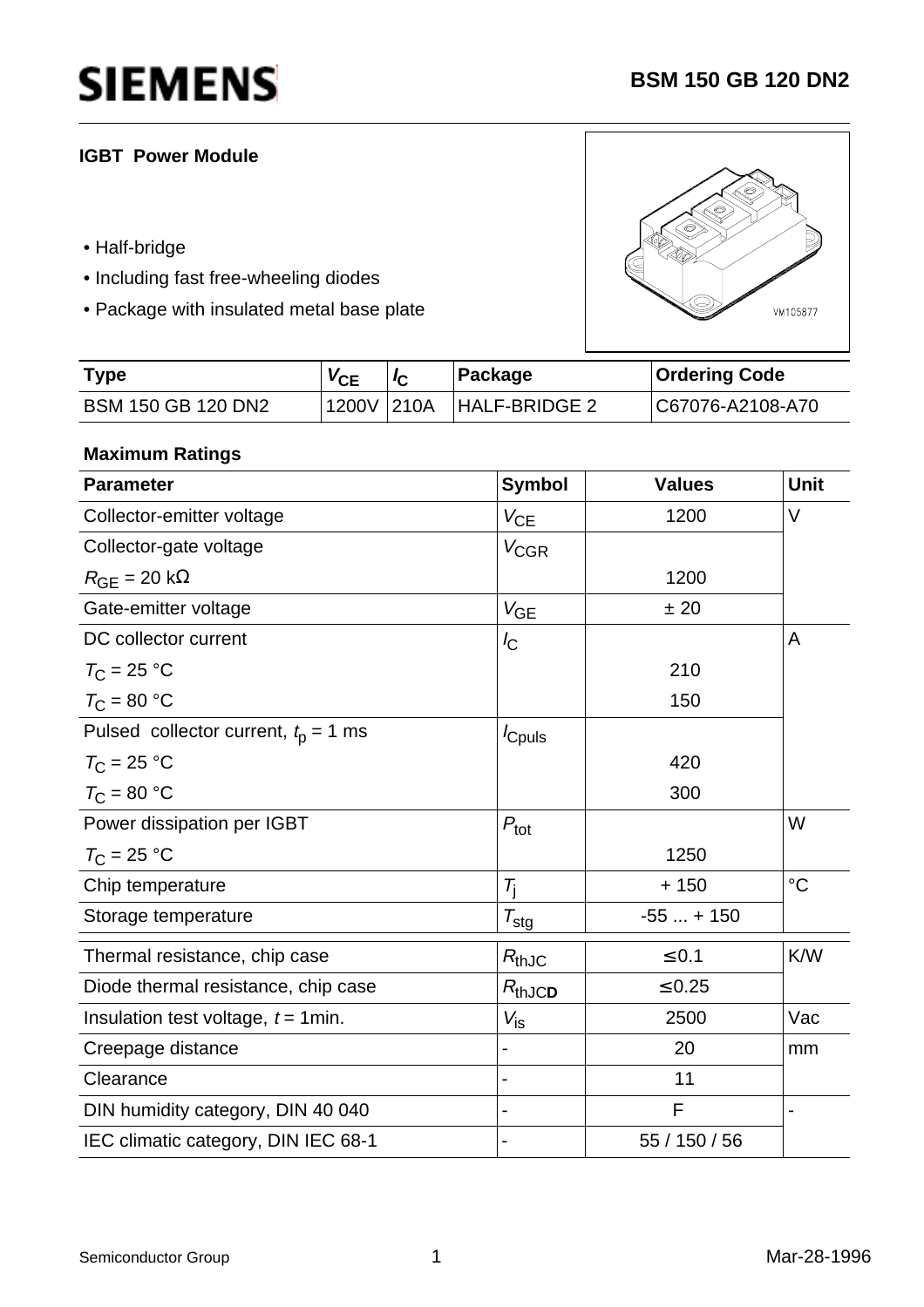# SIEMENS

**BSM 150 GB 120 DN2**

**IGBT Power Module**

- Half-bridge
- Including fast free-wheeling diodes
- Package with insulated metal base plate

| Type | $V_{CE}$ | $I_C$ | Package | Ordering Code |
|---|---|---|---|---|
| BSM 150 GB 120 DN2 | 1200V | 210A | HALF-BRIDGE 2 | C67076-A2108-A70 |

**Maximum Ratings**

| Parameter | Symbol | Values | Unit |
|---|---|---|---|
| Collector-emitter voltage | $V_{CE}$ | 1200 | V |
| Collector-gate voltage<br>$R_{GE}$ = 20 kΩ | $V_{CGR}$ | <br>1200 | |
| Gate-emitter voltage | $V_{GE}$ | ± 20 | |
| DC collector current<br>$T_C$ = 25 °C<br>$T_C$ = 80 °C | $I_C$ | <br>210<br>150 | A |
| Pulsed collector current, $t_p$ = 1 ms<br>$T_C$ = 25 °C<br>$T_C$ = 80 °C | $I_{Cpuls}$ | <br>420<br>300 | |
| Power dissipation per IGBT<br>$T_C$ = 25 °C | $P_{tot}$ | <br>1250 | W |
| Chip temperature | $T_j$ | + 150 | °C |
| Storage temperature | $T_{stg}$ | -55 ... + 150 | |
| Thermal resistance, chip case | $R_{thJC}$ | ≤ 0.1 | K/W |
| Diode thermal resistance, chip case | $R_{thJCD}$ | ≤ 0.25 | |
| Insulation test voltage, $t$ = 1min. | $V_{is}$ | 2500 | Vac |
| Creepage distance | - | 20 | mm |
| Clearance | - | 11 | |
| DIN humidity category, DIN 40 040 | - | F | - |
| IEC climatic category, DIN IEC 68-1 | - | 55 / 150 / 56 | |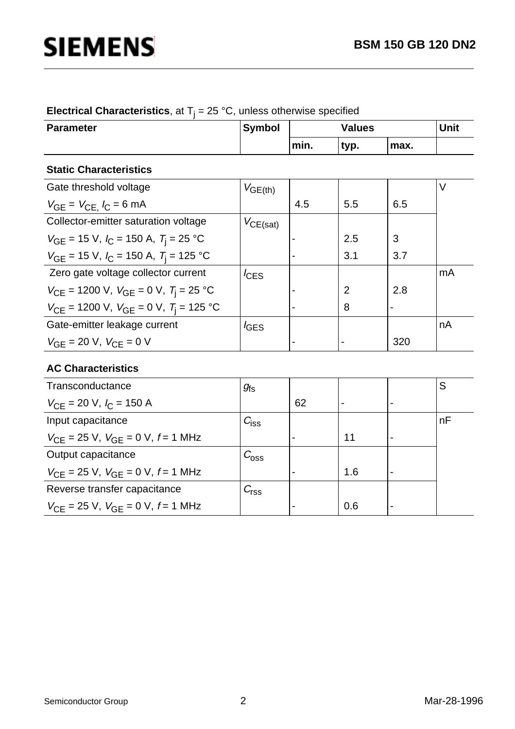**Electrical Characteristics**, at $T_j$ = 25 °C, unless otherwise specified

| Parameter | Symbol | Values | | | Unit |
|---|---|---|---|---|---|
| | | min. | typ. | max. | |
| **Static Characteristics** | | | | | |
| Gate threshold voltage | $V_{GE(th)}$ | | | | V |
| $V_{GE} = V_{CE}$, $I_C$ = 6 mA | | 4.5 | 5.5 | 6.5 | |
| Collector-emitter saturation voltage | $V_{CE(sat)}$ | | | | |
| $V_{GE}$ = 15 V, $I_C$ = 150 A, $T_j$ = 25 °C | | - | 2.5 | 3 | |
| $V_{GE}$ = 15 V, $I_C$ = 150 A, $T_j$ = 125 °C | | - | 3.1 | 3.7 | |
| Zero gate voltage collector current | $I_{CES}$ | | | | mA |
| $V_{CE}$ = 1200 V, $V_{GE}$ = 0 V, $T_j$ = 25 °C | | - | 2 | 2.8 | |
| $V_{CE}$ = 1200 V, $V_{GE}$ = 0 V, $T_j$ = 125 °C | | - | 8 | - | |
| Gate-emitter leakage current | $I_{GES}$ | | | | nA |
| $V_{GE}$ = 20 V, $V_{CE}$ = 0 V | | - | - | 320 | |
| **AC Characteristics** | | | | | |
| Transconductance | $g_{fs}$ | | | | S |
| $V_{CE}$ = 20 V, $I_C$ = 150 A | | 62 | - | - | |
| Input capacitance | $C_{iss}$ | | | | nF |
| $V_{CE}$ = 25 V, $V_{GE}$ = 0 V, $f$ = 1 MHz | | - | 11 | - | |
| Output capacitance | $C_{oss}$ | | | | |
| $V_{CE}$ = 25 V, $V_{GE}$ = 0 V, $f$ = 1 MHz | | - | 1.6 | - | |
| Reverse transfer capacitance | $C_{rss}$ | | | | |
| $V_{CE}$ = 25 V, $V_{GE}$ = 0 V, $f$ = 1 MHz | | - | 0.6 | - | |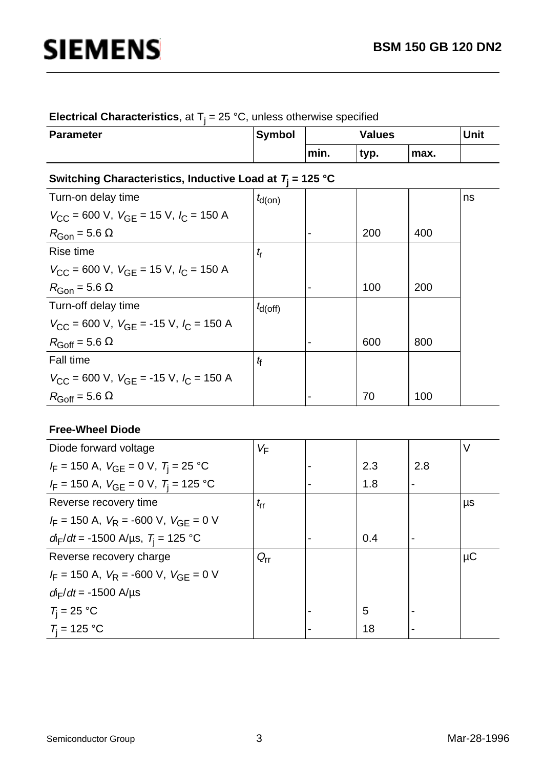**Electrical Characteristics**, at $T_j$ = 25 °C, unless otherwise specified

| Parameter | Symbol | Values | | | Unit |
|---|---|---|---|---|---|
| | | min. | typ. | max. | |
| **Switching Characteristics, Inductive Load at $T_j$ = 125 °C** | | | | | |
| Turn-on delay time<br>$V_{CC}$ = 600 V, $V_{GE}$ = 15 V, $I_C$ = 150 A<br>$R_{Gon}$ = 5.6 Ω | $t_{d(on)}$ | - | 200 | 400 | ns |
| Rise time<br>$V_{CC}$ = 600 V, $V_{GE}$ = 15 V, $I_C$ = 150 A<br>$R_{Gon}$ = 5.6 Ω | $t_r$ | - | 100 | 200 | |
| Turn-off delay time<br>$V_{CC}$ = 600 V, $V_{GE}$ = -15 V, $I_C$ = 150 A<br>$R_{Goff}$ = 5.6 Ω | $t_{d(off)}$ | - | 600 | 800 | |
| Fall time<br>$V_{CC}$ = 600 V, $V_{GE}$ = -15 V, $I_C$ = 150 A<br>$R_{Goff}$ = 5.6 Ω | $t_f$ | - | 70 | 100 | |
| **Free-Wheel Diode** | | | | | |
| Diode forward voltage | $V_F$ | | | | V |
| $I_F$ = 150 A, $V_{GE}$ = 0 V, $T_j$ = 25 °C | | - | 2.3 | 2.8 | |
| $I_F$ = 150 A, $V_{GE}$ = 0 V, $T_j$ = 125 °C | | - | 1.8 | - | |
| Reverse recovery time<br>$I_F$ = 150 A, $V_R$ = -600 V, $V_{GE}$ = 0 V<br>$dI_F/dt$ = -1500 A/µs, $T_j$ = 125 °C | $t_{rr}$ | - | 0.4 | - | µs |
| Reverse recovery charge<br>$I_F$ = 150 A, $V_R$ = -600 V, $V_{GE}$ = 0 V<br>$dI_F/dt$ = -1500 A/µs | $Q_{rr}$ | | | | µC |
| $T_j$ = 25 °C | | - | 5 | - | |
| $T_j$ = 125 °C | | - | 18 | - | |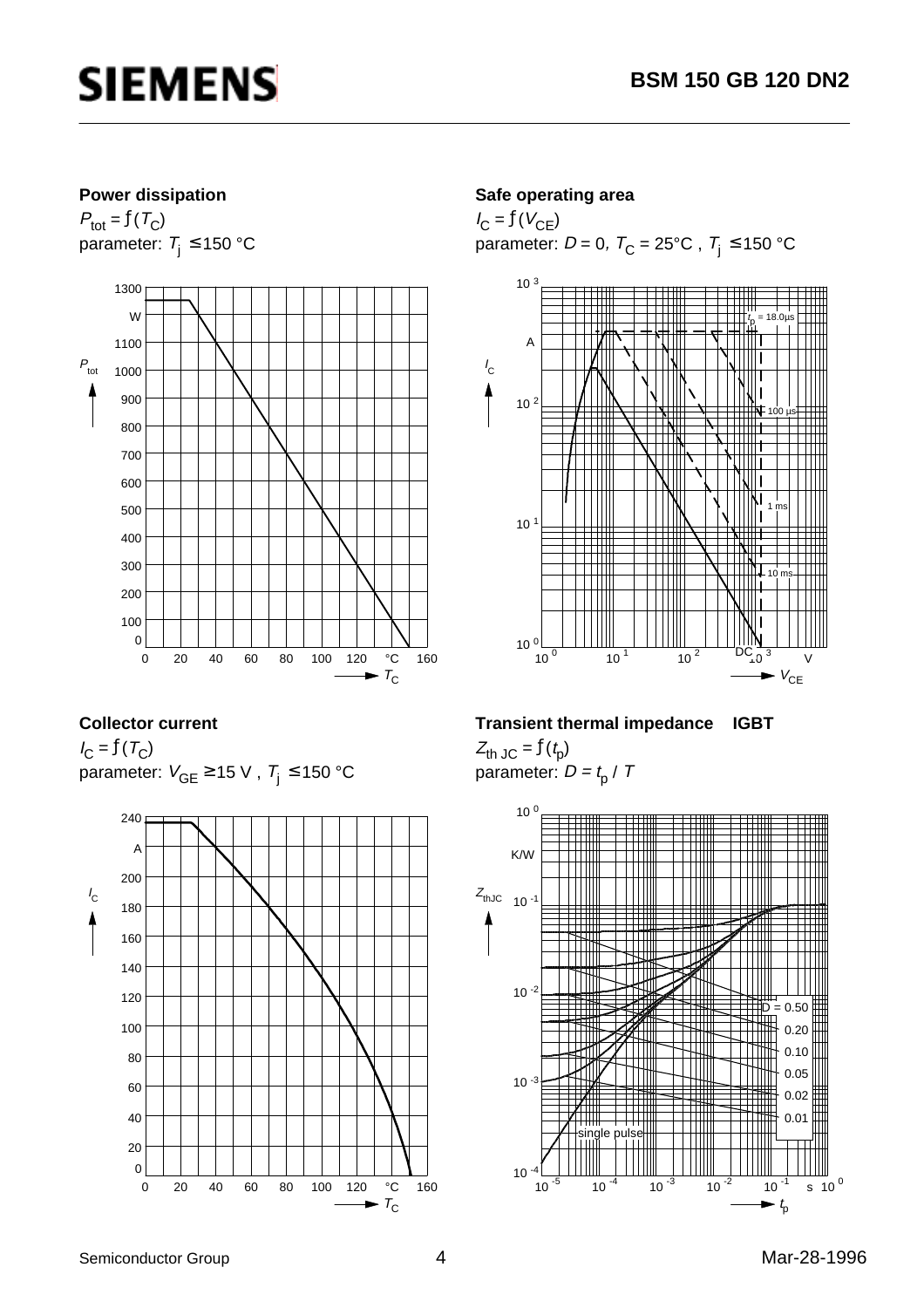### Power dissipation

$P_{tot} = f(T_C)$

parameter: $T_j \leq 150$ °C

### Safe operating area

$I_C = f(V_{CE})$

parameter: $D = 0$, $T_C = 25$°C , $T_j \leq 150$ °C

### Collector current

$I_C = f(T_C)$

parameter: $V_{GE} \geq 15$ V , $T_j \leq 150$ °C

### Transient thermal impedance IGBT

$Z_{th\,JC} = f(t_p)$

parameter: $D = t_p / T$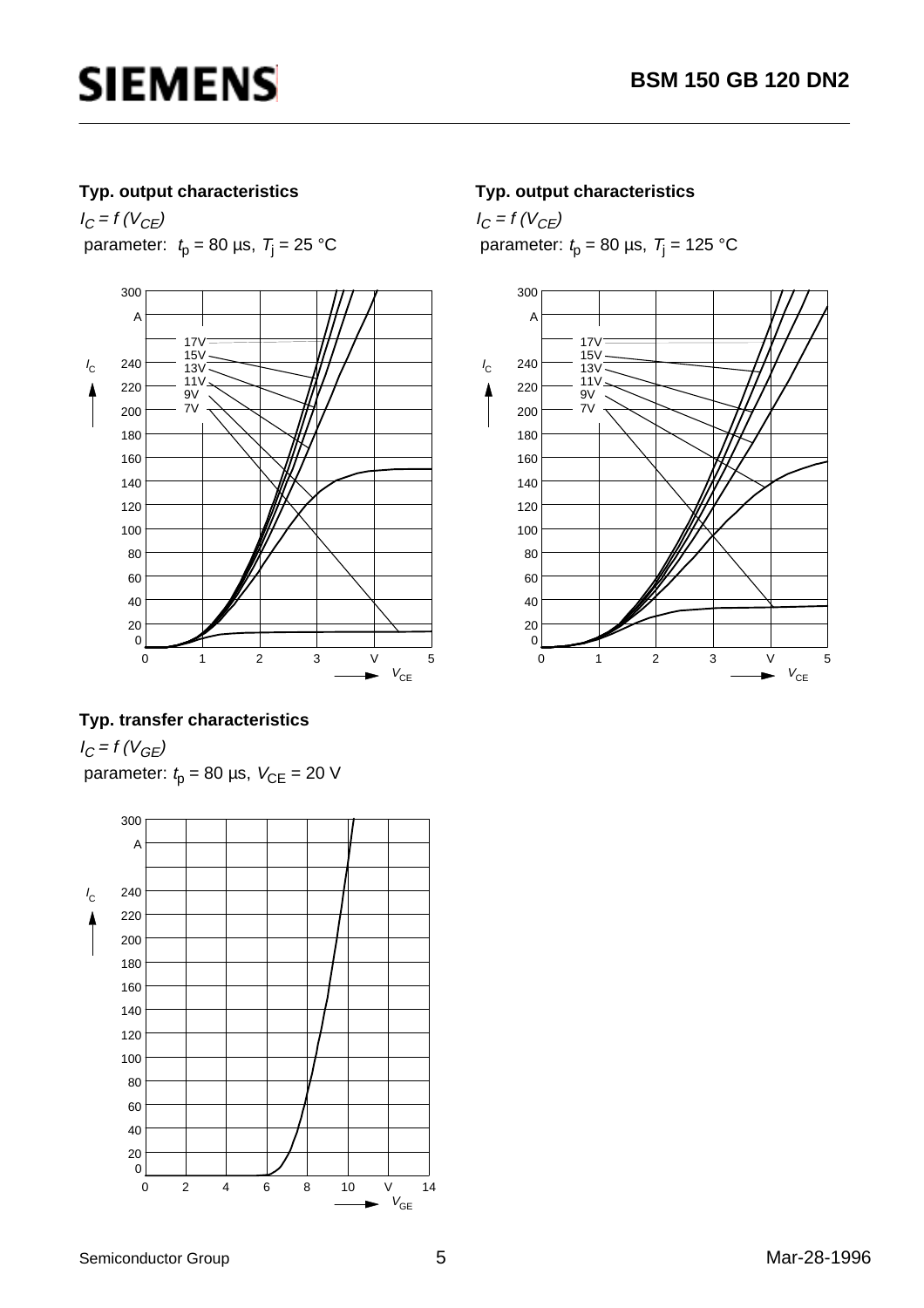### Typ. output characteristics

$I_C = f (V_{CE})$

parameter: $t_p$ = 80 µs, $T_j$ = 25 °C

### Typ. output characteristics

$I_C = f (V_{CE})$

parameter: $t_p$ = 80 µs, $T_j$ = 125 °C

### Typ. transfer characteristics

$I_C = f (V_{GE})$

parameter: $t_p$ = 80 µs, $V_{CE}$ = 20 V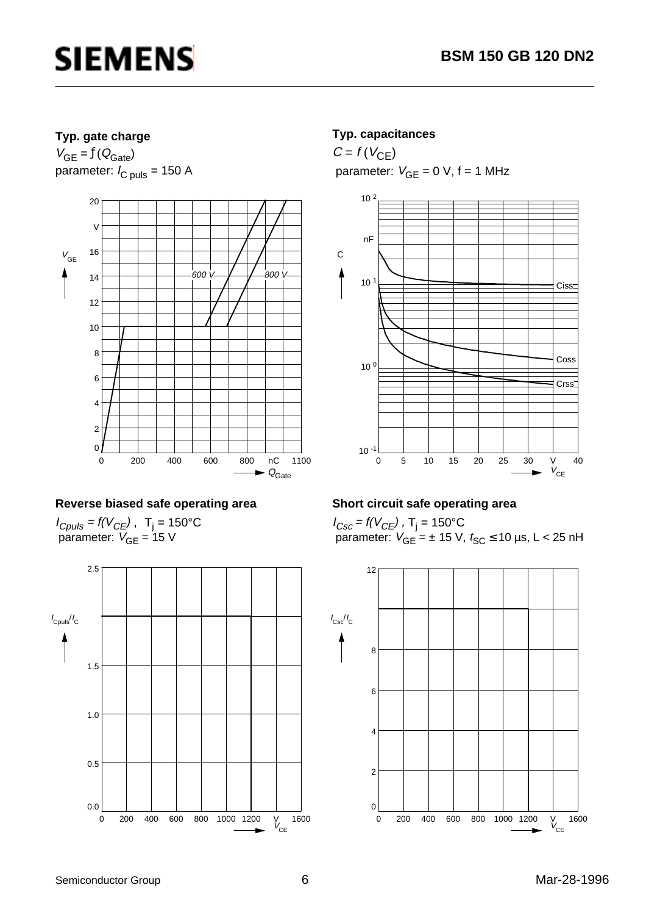### Typ. gate charge

$V_{GE} = f(Q_{Gate})$

parameter: $I_{C\ puls} = 150$ A

### Typ. capacitances

$C = f(V_{CE})$

parameter: $V_{GE} = 0$ V, f = 1 MHz

### Reverse biased safe operating area

$I_{Cpuls} = f(V_{CE})$, $T_j = 150°C$

parameter: $V_{GE} = 15$ V

### Short circuit safe operating area

$I_{Csc} = f(V_{CE})$, $T_j = 150°C$

parameter: $V_{GE} = \pm 15$ V, $t_{SC} \leq 10$ µs, L < 25 nH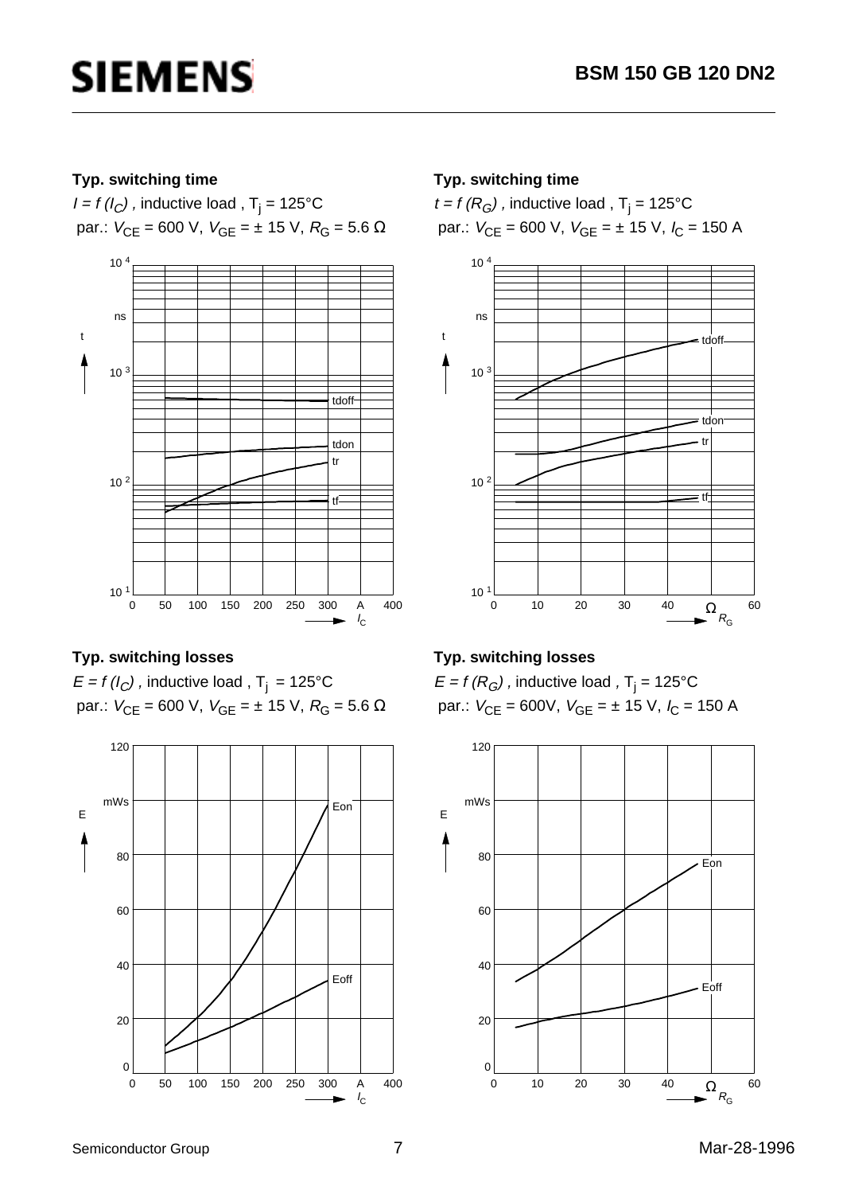**Typ. switching time**

$t = f(I_C)$ , inductive load , $T_j$ = 125°C

par.: $V_{CE}$ = 600 V, $V_{GE}$ = ± 15 V, $R_G$ = 5.6 Ω

**Typ. switching time**

$t = f(R_G)$ , inductive load , $T_j$ = 125°C

par.: $V_{CE}$ = 600 V, $V_{GE}$ = ± 15 V, $I_C$ = 150 A

**Typ. switching losses**

$E = f(I_C)$ , inductive load , $T_j$ = 125°C

par.: $V_{CE}$ = 600 V, $V_{GE}$ = ± 15 V, $R_G$ = 5.6 Ω

**Typ. switching losses**

$E = f(R_G)$ , inductive load , $T_j$ = 125°C

par.: $V_{CE}$ = 600V, $V_{GE}$ = ± 15 V, $I_C$ = 150 A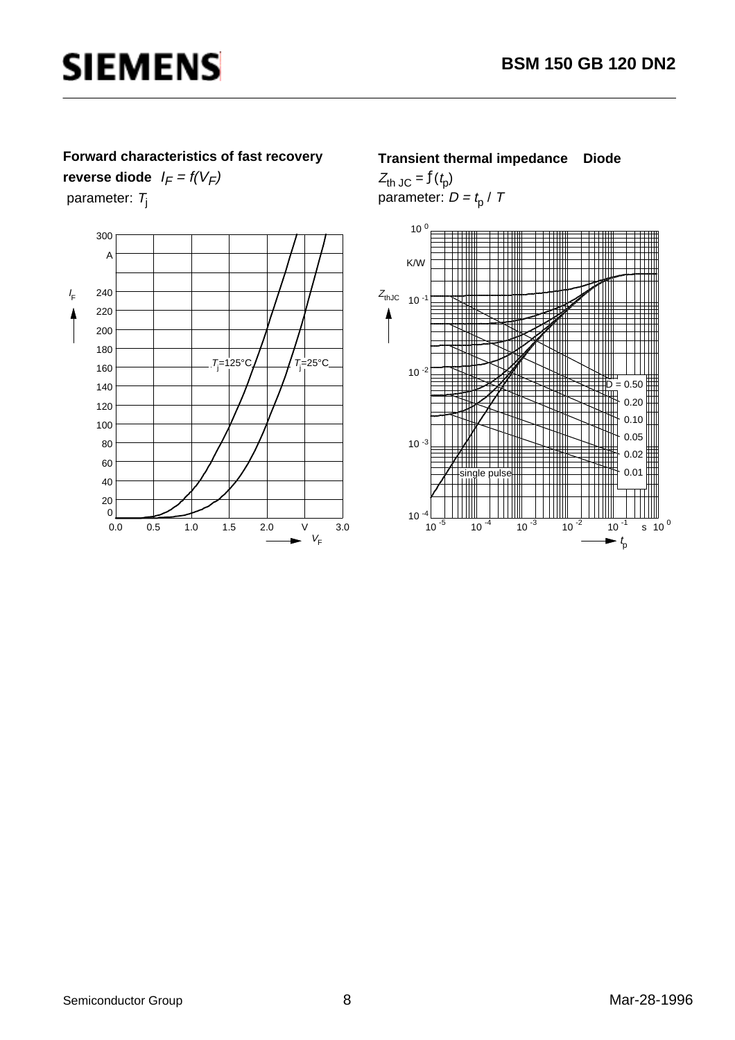**Forward characteristics of fast recovery reverse diode** $I_F = f(V_F)$

parameter: $T_j$

$I_F$ (A) axis: 0, 20, 40, 60, 80, 100, 120, 140, 160, 180, 200, 220, 240, 300

$V_F$ (V) axis: 0.0, 0.5, 1.0, 1.5, 2.0, 3.0

Curves: $T_j$=125°C, $T_j$=25°C

**Transient thermal impedance Diode**

$Z_{th\,JC} = f(t_p)$

parameter: $D = t_p / T$

$Z_{thJC}$ (K/W) axis: $10^{-4}$, $10^{-3}$, $10^{-2}$, $10^{-1}$, $10^{0}$

$t_p$ (s) axis: $10^{-5}$, $10^{-4}$, $10^{-3}$, $10^{-2}$, $10^{-1}$, $10^{0}$

Curves: D = 0.50, 0.20, 0.10, 0.05, 0.02, 0.01, single pulse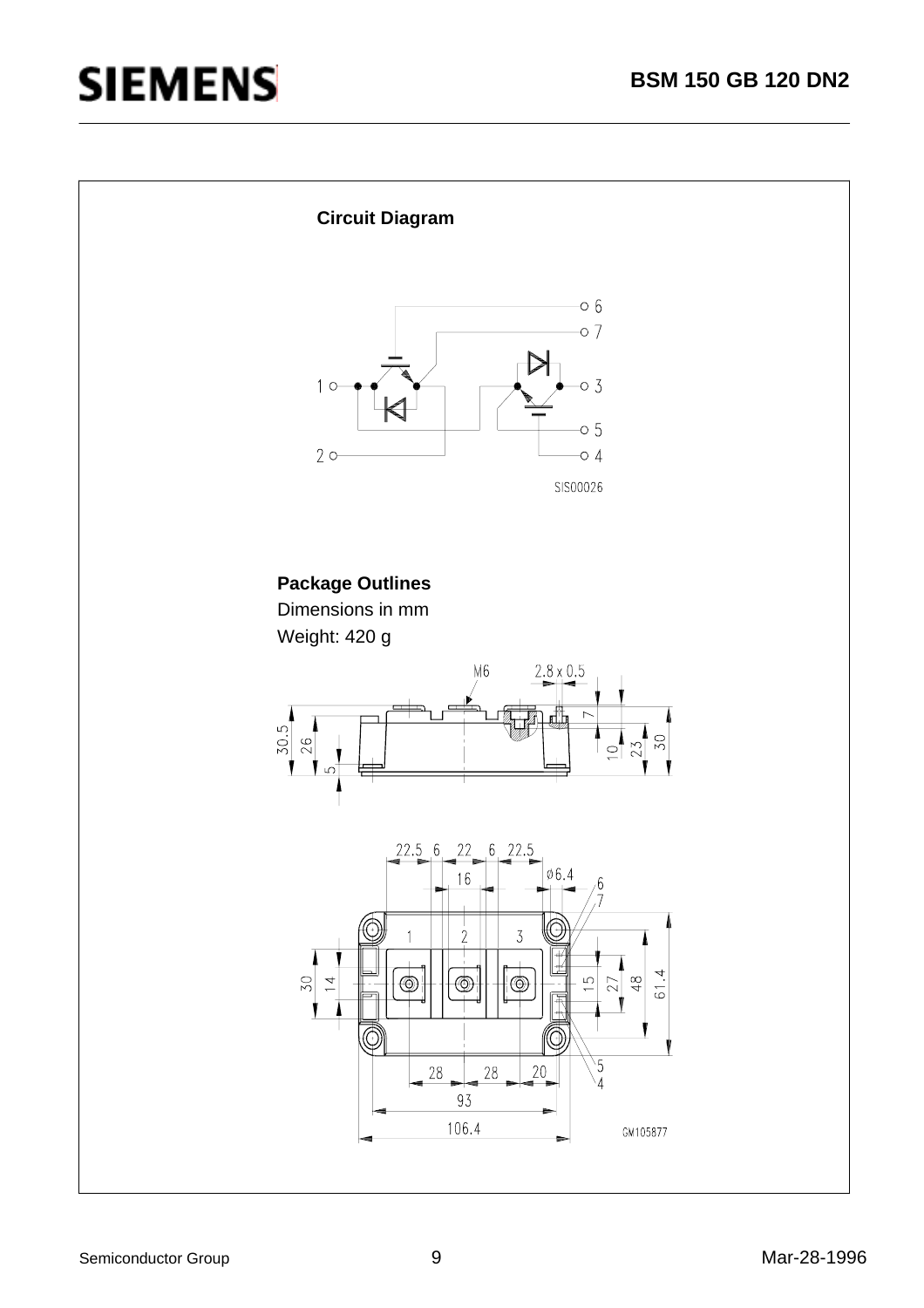## Circuit Diagram

1
2
6
7
3
5
4
SIS00026

## Package Outlines

Dimensions in mm

Weight: 420 g

M6
2.8 x 0.5
7
10
23
30
30.5
26
5

22.5
6
22
6
22.5
16
ø6.4
6
7
1
2
3
30
14
15
27
48
61.4
5
4
28
28
20
93
106.4
GM105877